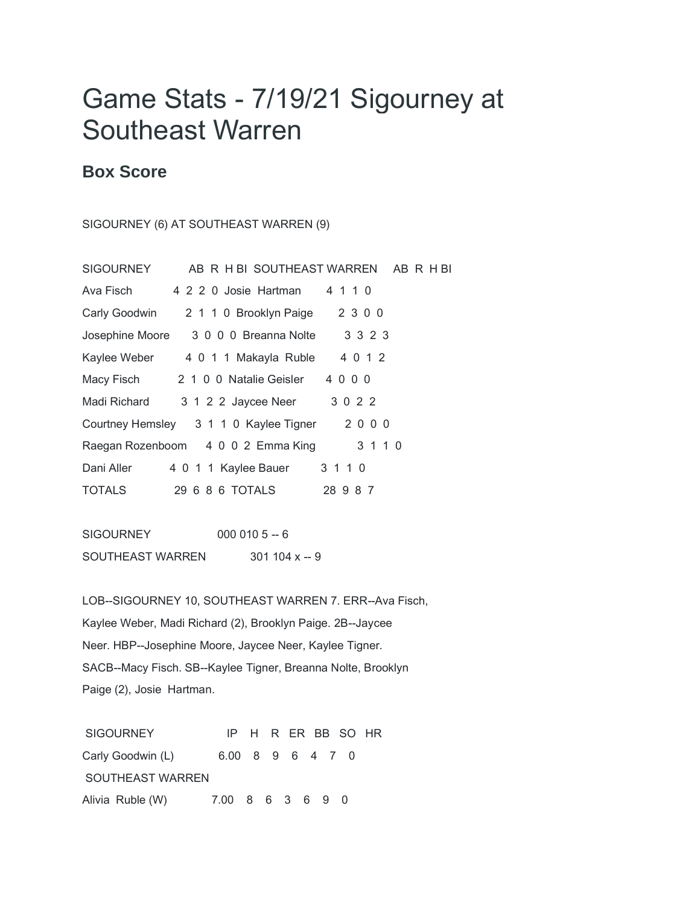# Game Stats - 7/19/21 Sigourney at Southeast Warren

## Box Score

SIGOURNEY (6) AT SOUTHEAST WARREN (9)

| SIGOURNEY | AB | R | H | BI | SOUTHEAST WARREN | AB | R | H | BI |
|---|---|---|---|---|---|---|---|---|---|
| Ava Fisch | 4 | 2 | 2 | 0 | Josie Hartman | 4 | 1 | 1 | 0 |
| Carly Goodwin | 2 | 1 | 1 | 0 | Brooklyn Paige | 2 | 3 | 0 | 0 |
| Josephine Moore | 3 | 0 | 0 | 0 | Breanna Nolte | 3 | 3 | 2 | 3 |
| Kaylee Weber | 4 | 0 | 1 | 1 | Makayla Ruble | 4 | 0 | 1 | 2 |
| Macy Fisch | 2 | 1 | 0 | 0 | Natalie Geisler | 4 | 0 | 0 | 0 |
| Madi Richard | 3 | 1 | 2 | 2 | Jaycee Neer | 3 | 0 | 2 | 2 |
| Courtney Hemsley | 3 | 1 | 1 | 0 | Kaylee Tigner | 2 | 0 | 0 | 0 |
| Raegan Rozenboom | 4 | 0 | 0 | 2 | Emma King | 3 | 1 | 1 | 0 |
| Dani Aller | 4 | 0 | 1 | 1 | Kaylee Bauer | 3 | 1 | 1 | 0 |
| TOTALS | 29 | 6 | 8 | 6 | TOTALS | 28 | 9 | 8 | 7 |

| | | |
|---|---|---|
| SIGOURNEY | 000 010 5 | -- 6 |
| SOUTHEAST WARREN | 301 104 x | -- 9 |

LOB--SIGOURNEY 10, SOUTHEAST WARREN 7. ERR--Ava Fisch, Kaylee Weber, Madi Richard (2), Brooklyn Paige. 2B--Jaycee Neer. HBP--Josephine Moore, Jaycee Neer, Kaylee Tigner. SACB--Macy Fisch. SB--Kaylee Tigner, Breanna Nolte, Brooklyn Paige (2), Josie Hartman.

| SIGOURNEY | IP | H | R | ER | BB | SO | HR |
|---|---|---|---|---|---|---|---|
| Carly Goodwin (L) | 6.00 | 8 | 9 | 6 | 4 | 7 | 0 |
| **SOUTHEAST WARREN** | | | | | | | |
| Alivia Ruble (W) | 7.00 | 8 | 6 | 3 | 6 | 9 | 0 |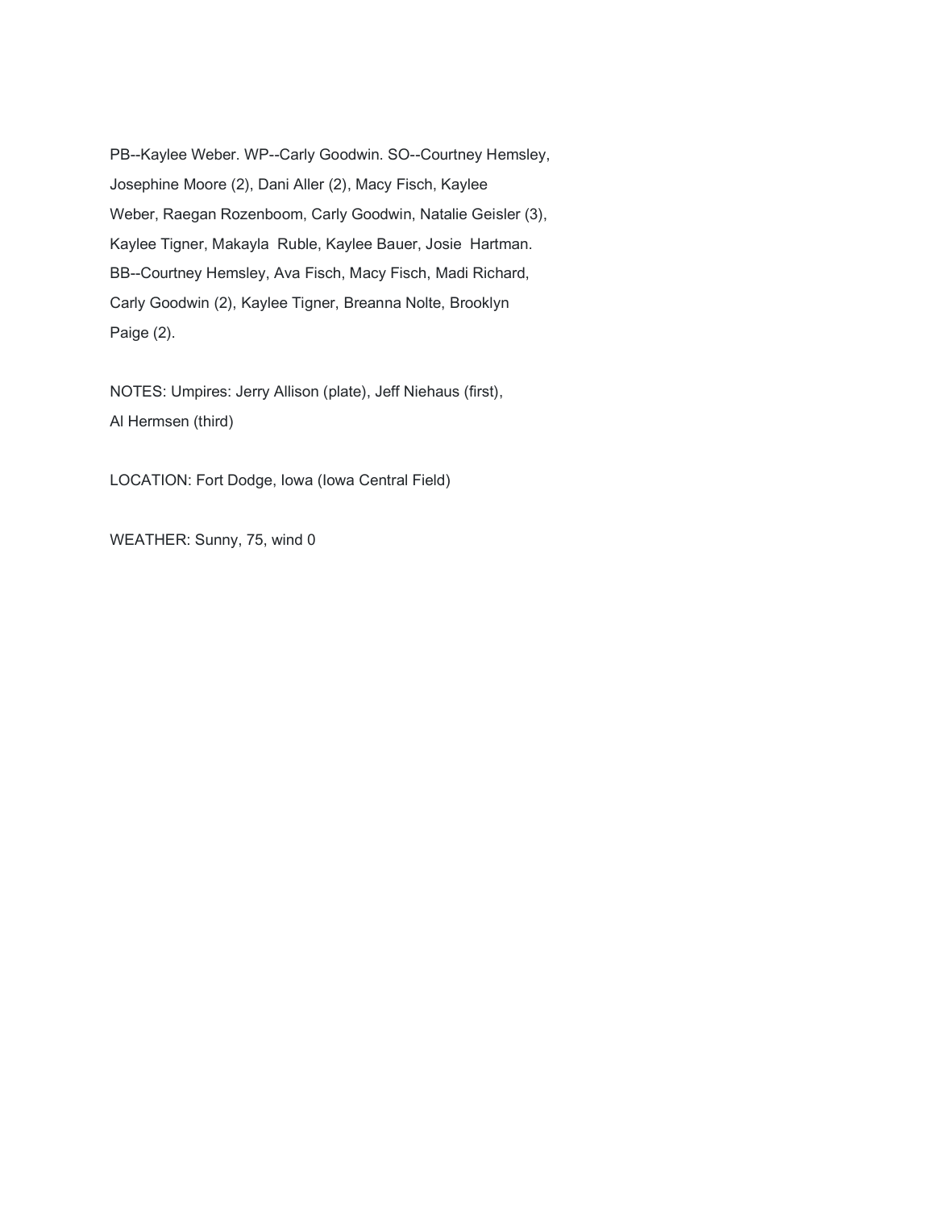PB--Kaylee Weber. WP--Carly Goodwin. SO--Courtney Hemsley, Josephine Moore (2), Dani Aller (2), Macy Fisch, Kaylee Weber, Raegan Rozenboom, Carly Goodwin, Natalie Geisler (3), Kaylee Tigner, Makayla Ruble, Kaylee Bauer, Josie Hartman. BB--Courtney Hemsley, Ava Fisch, Macy Fisch, Madi Richard, Carly Goodwin (2), Kaylee Tigner, Breanna Nolte, Brooklyn Paige (2).

NOTES: Umpires: Jerry Allison (plate), Jeff Niehaus (first), Al Hermsen (third)

LOCATION: Fort Dodge, Iowa (Iowa Central Field)

WEATHER: Sunny, 75, wind 0